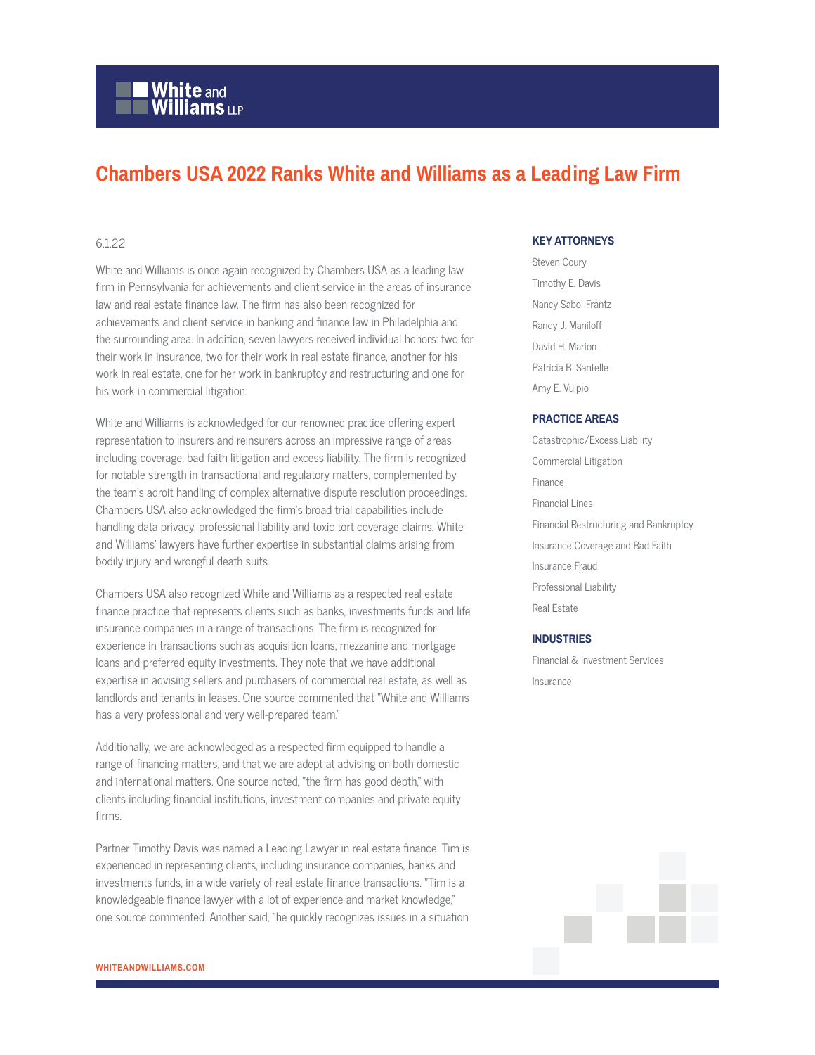# Chambers USA 2022 Ranks White and Williams as a Leading Law Firm

6.1.22

White and Williams is once again recognized by Chambers USA as a leading law firm in Pennsylvania for achievements and client service in the areas of insurance law and real estate finance law. The firm has also been recognized for achievements and client service in banking and finance law in Philadelphia and the surrounding area. In addition, seven lawyers received individual honors: two for their work in insurance, two for their work in real estate finance, another for his work in real estate, one for her work in bankruptcy and restructuring and one for his work in commercial litigation.

White and Williams is acknowledged for our renowned practice offering expert representation to insurers and reinsurers across an impressive range of areas including coverage, bad faith litigation and excess liability. The firm is recognized for notable strength in transactional and regulatory matters, complemented by the team's adroit handling of complex alternative dispute resolution proceedings. Chambers USA also acknowledged the firm's broad trial capabilities include handling data privacy, professional liability and toxic tort coverage claims. White and Williams' lawyers have further expertise in substantial claims arising from bodily injury and wrongful death suits.

Chambers USA also recognized White and Williams as a respected real estate finance practice that represents clients such as banks, investments funds and life insurance companies in a range of transactions. The firm is recognized for experience in transactions such as acquisition loans, mezzanine and mortgage loans and preferred equity investments. They note that we have additional expertise in advising sellers and purchasers of commercial real estate, as well as landlords and tenants in leases. One source commented that "White and Williams has a very professional and very well-prepared team."

Additionally, we are acknowledged as a respected firm equipped to handle a range of financing matters, and that we are adept at advising on both domestic and international matters. One source noted, "the firm has good depth," with clients including financial institutions, investment companies and private equity firms.

Partner Timothy Davis was named a Leading Lawyer in real estate finance. Tim is experienced in representing clients, including insurance companies, banks and investments funds, in a wide variety of real estate finance transactions. "Tim is a knowledgeable finance lawyer with a lot of experience and market knowledge," one source commented. Another said, "he quickly recognizes issues in a situation

### KEY ATTORNEYS

- Steven Coury
- Timothy E. Davis
- Nancy Sabol Frantz
- Randy J. Maniloff
- David H. Marion
- Patricia B. Santelle
- Amy E. Vulpio

### PRACTICE AREAS

- Catastrophic/Excess Liability
- Commercial Litigation
- Finance
- Financial Lines
- Financial Restructuring and Bankruptcy
- Insurance Coverage and Bad Faith
- Insurance Fraud
- Professional Liability
- Real Estate

### INDUSTRIES

- Financial & Investment Services
- Insurance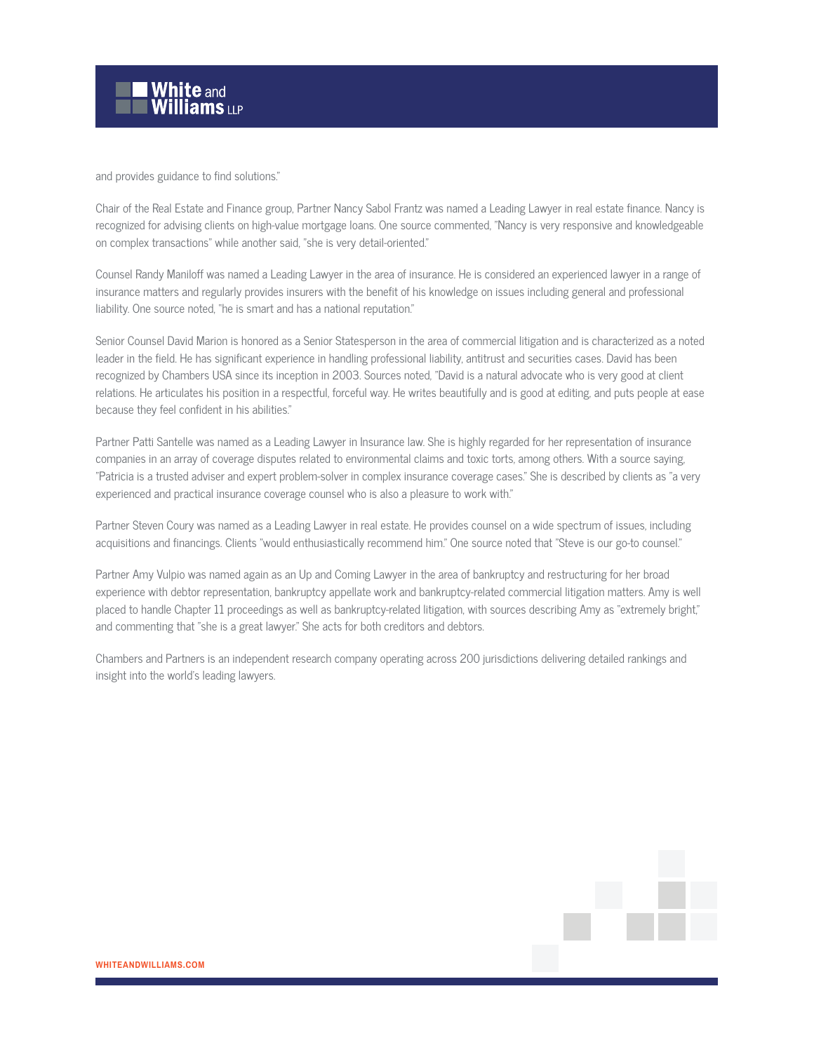and provides guidance to find solutions."

Chair of the Real Estate and Finance group, Partner Nancy Sabol Frantz was named a Leading Lawyer in real estate finance. Nancy is recognized for advising clients on high-value mortgage loans. One source commented, "Nancy is very responsive and knowledgeable on complex transactions" while another said, "she is very detail-oriented."

Counsel Randy Maniloff was named a Leading Lawyer in the area of insurance. He is considered an experienced lawyer in a range of insurance matters and regularly provides insurers with the benefit of his knowledge on issues including general and professional liability. One source noted, "he is smart and has a national reputation."

Senior Counsel David Marion is honored as a Senior Statesperson in the area of commercial litigation and is characterized as a noted leader in the field. He has significant experience in handling professional liability, antitrust and securities cases. David has been recognized by Chambers USA since its inception in 2003. Sources noted, "David is a natural advocate who is very good at client relations. He articulates his position in a respectful, forceful way. He writes beautifully and is good at editing, and puts people at ease because they feel confident in his abilities."

Partner Patti Santelle was named as a Leading Lawyer in Insurance law. She is highly regarded for her representation of insurance companies in an array of coverage disputes related to environmental claims and toxic torts, among others. With a source saying, "Patricia is a trusted adviser and expert problem-solver in complex insurance coverage cases." She is described by clients as "a very experienced and practical insurance coverage counsel who is also a pleasure to work with."

Partner Steven Coury was named as a Leading Lawyer in real estate. He provides counsel on a wide spectrum of issues, including acquisitions and financings. Clients "would enthusiastically recommend him." One source noted that "Steve is our go-to counsel."

Partner Amy Vulpio was named again as an Up and Coming Lawyer in the area of bankruptcy and restructuring for her broad experience with debtor representation, bankruptcy appellate work and bankruptcy-related commercial litigation matters. Amy is well placed to handle Chapter 11 proceedings as well as bankruptcy-related litigation, with sources describing Amy as "extremely bright," and commenting that "she is a great lawyer." She acts for both creditors and debtors.

Chambers and Partners is an independent research company operating across 200 jurisdictions delivering detailed rankings and insight into the world's leading lawyers.